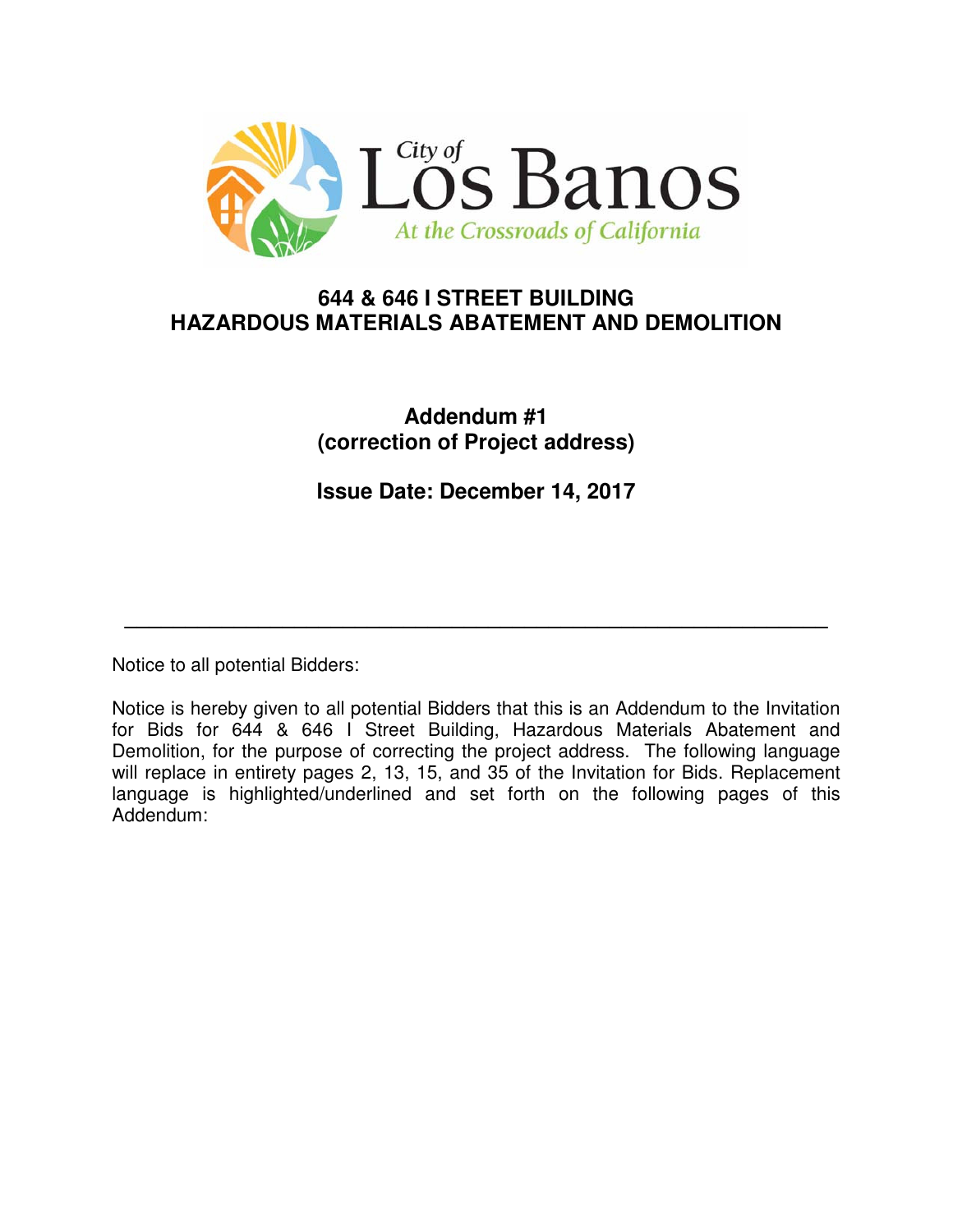City of Los Banos

*At the Crossroads of California*

# 644 & 646 I STREET BUILDING HAZARDOUS MATERIALS ABATEMENT AND DEMOLITION

## Addendum #1 (correction of Project address)

## Issue Date: December 14, 2017

---

Notice to all potential Bidders:

Notice is hereby given to all potential Bidders that this is an Addendum to the Invitation for Bids for 644 & 646 I Street Building, Hazardous Materials Abatement and Demolition, for the purpose of correcting the project address. The following language will replace in entirety pages 2, 13, 15, and 35 of the Invitation for Bids. Replacement language is highlighted/underlined and set forth on the following pages of this Addendum: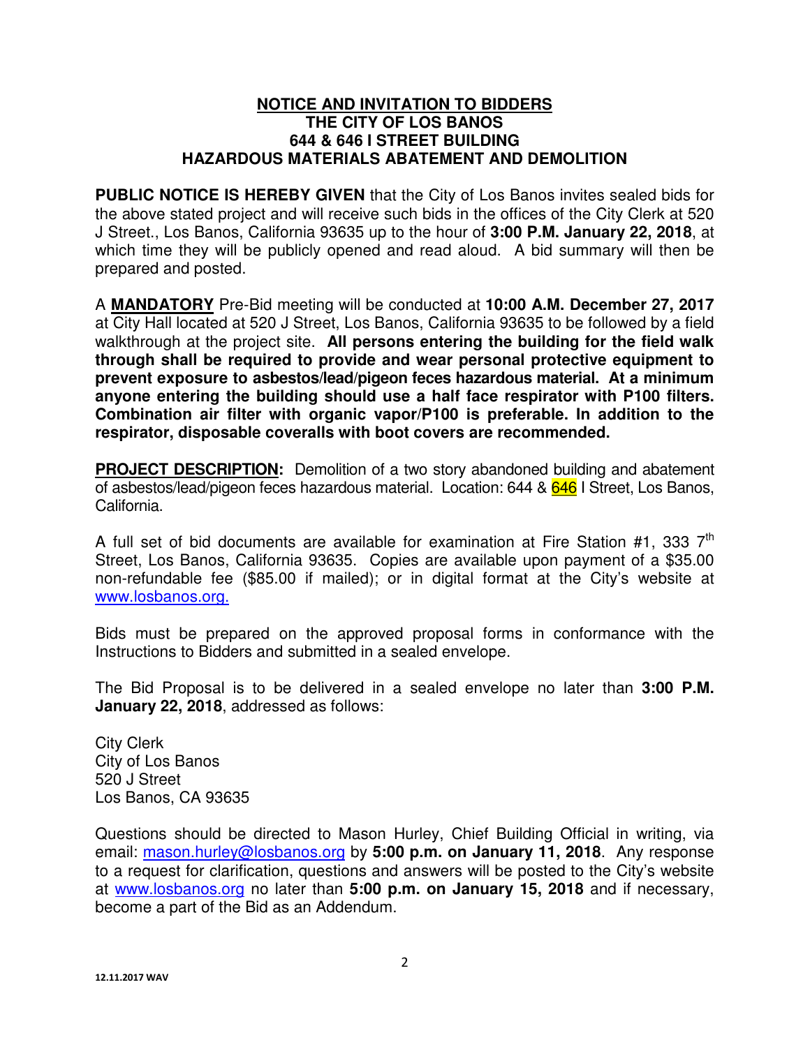**<u>NOTICE AND INVITATION TO BIDDERS</u>**
**THE CITY OF LOS BANOS**
**644 & 646 I STREET BUILDING**
**HAZARDOUS MATERIALS ABATEMENT AND DEMOLITION**

**PUBLIC NOTICE IS HEREBY GIVEN** that the City of Los Banos invites sealed bids for the above stated project and will receive such bids in the offices of the City Clerk at 520 J Street., Los Banos, California 93635 up to the hour of **3:00 P.M. January 22, 2018**, at which time they will be publicly opened and read aloud. A bid summary will then be prepared and posted.

A **<u>MANDATORY</u>** Pre-Bid meeting will be conducted at **10:00 A.M. December 27, 2017** at City Hall located at 520 J Street, Los Banos, California 93635 to be followed by a field walkthrough at the project site. **All persons entering the building for the field walk through shall be required to provide and wear personal protective equipment to prevent exposure to asbestos/lead/pigeon feces hazardous material. At a minimum anyone entering the building should use a half face respirator with P100 filters. Combination air filter with organic vapor/P100 is preferable. In addition to the respirator, disposable coveralls with boot covers are recommended.**

**<u>PROJECT DESCRIPTION</u>:** Demolition of a two story abandoned building and abatement of asbestos/lead/pigeon feces hazardous material. Location: 644 & 646 I Street, Los Banos, California.

A full set of bid documents are available for examination at Fire Station #1, 333 7th Street, Los Banos, California 93635. Copies are available upon payment of a $35.00 non-refundable fee ($85.00 if mailed); or in digital format at the City's website at www.losbanos.org.

Bids must be prepared on the approved proposal forms in conformance with the Instructions to Bidders and submitted in a sealed envelope.

The Bid Proposal is to be delivered in a sealed envelope no later than **3:00 P.M. January 22, 2018**, addressed as follows:

City Clerk
City of Los Banos
520 J Street
Los Banos, CA 93635

Questions should be directed to Mason Hurley, Chief Building Official in writing, via email: mason.hurley@losbanos.org by **5:00 p.m. on January 11, 2018**. Any response to a request for clarification, questions and answers will be posted to the City's website at www.losbanos.org no later than **5:00 p.m. on January 15, 2018** and if necessary, become a part of the Bid as an Addendum.

12.11.2017 WAV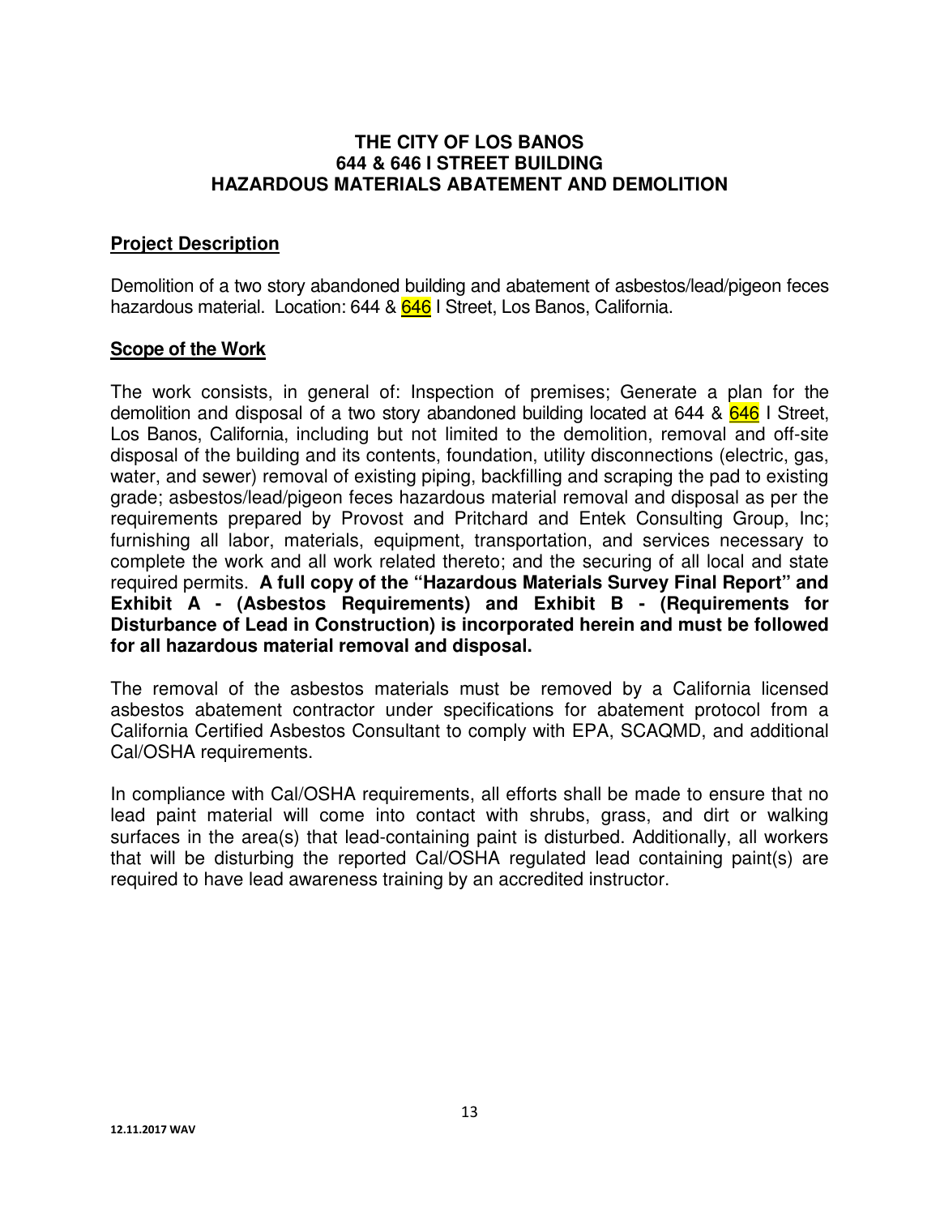**THE CITY OF LOS BANOS**
**644 & 646 I STREET BUILDING**
**HAZARDOUS MATERIALS ABATEMENT AND DEMOLITION**

## Project Description

Demolition of a two story abandoned building and abatement of asbestos/lead/pigeon feces hazardous material. Location: 644 & 646 I Street, Los Banos, California.

## Scope of the Work

The work consists, in general of: Inspection of premises; Generate a plan for the demolition and disposal of a two story abandoned building located at 644 & 646 I Street, Los Banos, California, including but not limited to the demolition, removal and off-site disposal of the building and its contents, foundation, utility disconnections (electric, gas, water, and sewer) removal of existing piping, backfilling and scraping the pad to existing grade; asbestos/lead/pigeon feces hazardous material removal and disposal as per the requirements prepared by Provost and Pritchard and Entek Consulting Group, Inc; furnishing all labor, materials, equipment, transportation, and services necessary to complete the work and all work related thereto; and the securing of all local and state required permits. **A full copy of the "Hazardous Materials Survey Final Report" and Exhibit A - (Asbestos Requirements) and Exhibit B - (Requirements for Disturbance of Lead in Construction) is incorporated herein and must be followed for all hazardous material removal and disposal.**

The removal of the asbestos materials must be removed by a California licensed asbestos abatement contractor under specifications for abatement protocol from a California Certified Asbestos Consultant to comply with EPA, SCAQMD, and additional Cal/OSHA requirements.

In compliance with Cal/OSHA requirements, all efforts shall be made to ensure that no lead paint material will come into contact with shrubs, grass, and dirt or walking surfaces in the area(s) that lead-containing paint is disturbed. Additionally, all workers that will be disturbing the reported Cal/OSHA regulated lead containing paint(s) are required to have lead awareness training by an accredited instructor.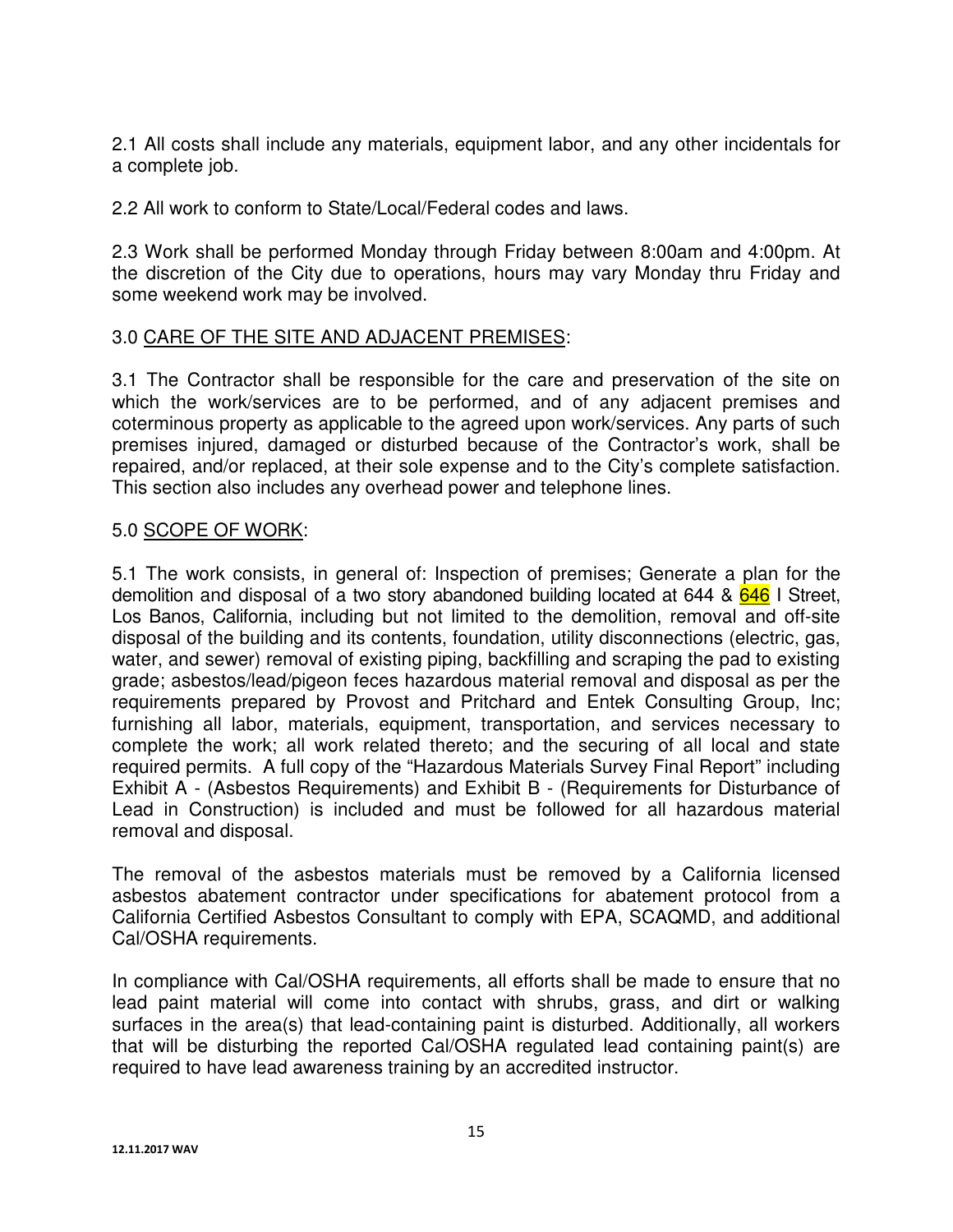2.1 All costs shall include any materials, equipment labor, and any other incidentals for a complete job.

2.2 All work to conform to State/Local/Federal codes and laws.

2.3 Work shall be performed Monday through Friday between 8:00am and 4:00pm. At the discretion of the City due to operations, hours may vary Monday thru Friday and some weekend work may be involved.

3.0 <u>CARE OF THE SITE AND ADJACENT PREMISES</u>:

3.1 The Contractor shall be responsible for the care and preservation of the site on which the work/services are to be performed, and of any adjacent premises and coterminous property as applicable to the agreed upon work/services. Any parts of such premises injured, damaged or disturbed because of the Contractor's work, shall be repaired, and/or replaced, at their sole expense and to the City's complete satisfaction. This section also includes any overhead power and telephone lines.

5.0 <u>SCOPE OF WORK</u>:

5.1 The work consists, in general of: Inspection of premises; Generate a plan for the demolition and disposal of a two story abandoned building located at 644 & 646 I Street, Los Banos, California, including but not limited to the demolition, removal and off-site disposal of the building and its contents, foundation, utility disconnections (electric, gas, water, and sewer) removal of existing piping, backfilling and scraping the pad to existing grade; asbestos/lead/pigeon feces hazardous material removal and disposal as per the requirements prepared by Provost and Pritchard and Entek Consulting Group, Inc; furnishing all labor, materials, equipment, transportation, and services necessary to complete the work; all work related thereto; and the securing of all local and state required permits. A full copy of the "Hazardous Materials Survey Final Report" including Exhibit A - (Asbestos Requirements) and Exhibit B - (Requirements for Disturbance of Lead in Construction) is included and must be followed for all hazardous material removal and disposal.

The removal of the asbestos materials must be removed by a California licensed asbestos abatement contractor under specifications for abatement protocol from a California Certified Asbestos Consultant to comply with EPA, SCAQMD, and additional Cal/OSHA requirements.

In compliance with Cal/OSHA requirements, all efforts shall be made to ensure that no lead paint material will come into contact with shrubs, grass, and dirt or walking surfaces in the area(s) that lead-containing paint is disturbed. Additionally, all workers that will be disturbing the reported Cal/OSHA regulated lead containing paint(s) are required to have lead awareness training by an accredited instructor.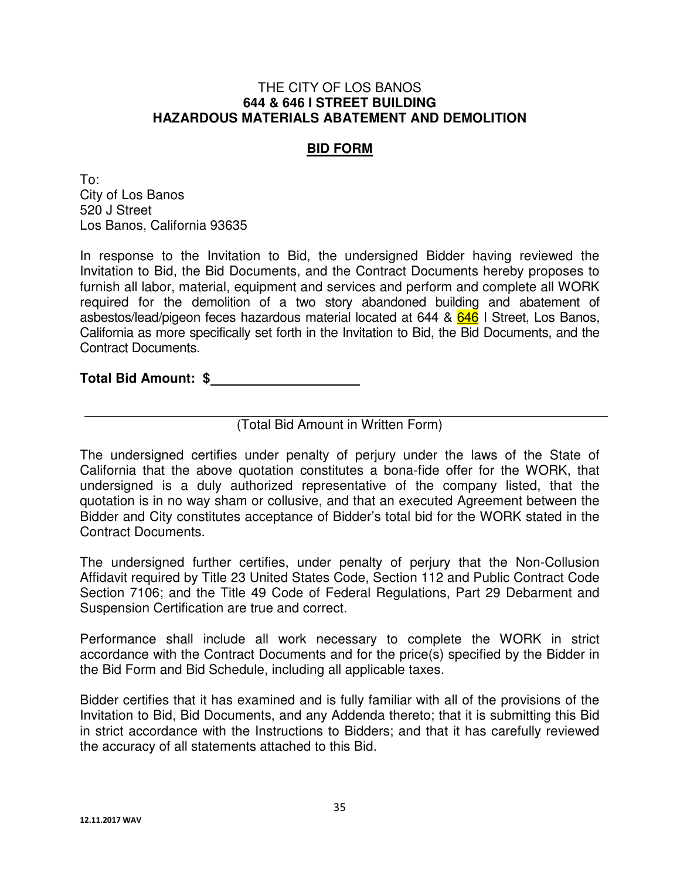THE CITY OF LOS BANOS
**644 & 646 I STREET BUILDING**
**HAZARDOUS MATERIALS ABATEMENT AND DEMOLITION**

## BID FORM

To:
City of Los Banos
520 J Street
Los Banos, California 93635

In response to the Invitation to Bid, the undersigned Bidder having reviewed the Invitation to Bid, the Bid Documents, and the Contract Documents hereby proposes to furnish all labor, material, equipment and services and perform and complete all WORK required for the demolition of a two story abandoned building and abatement of asbestos/lead/pigeon feces hazardous material located at 644 & 646 I Street, Los Banos, California as more specifically set forth in the Invitation to Bid, the Bid Documents, and the Contract Documents.

**Total Bid Amount: $\_\_\_\_\_\_\_\_\_\_\_\_\_\_\_\_\_\_\_\_**

\_\_\_\_\_\_\_\_\_\_\_\_\_\_\_\_\_\_\_\_\_\_\_\_\_\_\_\_\_\_\_\_\_\_\_\_\_\_\_\_\_\_\_\_\_\_\_\_\_\_\_\_\_\_\_\_\_\_\_\_

(Total Bid Amount in Written Form)

The undersigned certifies under penalty of perjury under the laws of the State of California that the above quotation constitutes a bona-fide offer for the WORK, that undersigned is a duly authorized representative of the company listed, that the quotation is in no way sham or collusive, and that an executed Agreement between the Bidder and City constitutes acceptance of Bidder's total bid for the WORK stated in the Contract Documents.

The undersigned further certifies, under penalty of perjury that the Non-Collusion Affidavit required by Title 23 United States Code, Section 112 and Public Contract Code Section 7106; and the Title 49 Code of Federal Regulations, Part 29 Debarment and Suspension Certification are true and correct.

Performance shall include all work necessary to complete the WORK in strict accordance with the Contract Documents and for the price(s) specified by the Bidder in the Bid Form and Bid Schedule, including all applicable taxes.

Bidder certifies that it has examined and is fully familiar with all of the provisions of the Invitation to Bid, Bid Documents, and any Addenda thereto; that it is submitting this Bid in strict accordance with the Instructions to Bidders; and that it has carefully reviewed the accuracy of all statements attached to this Bid.